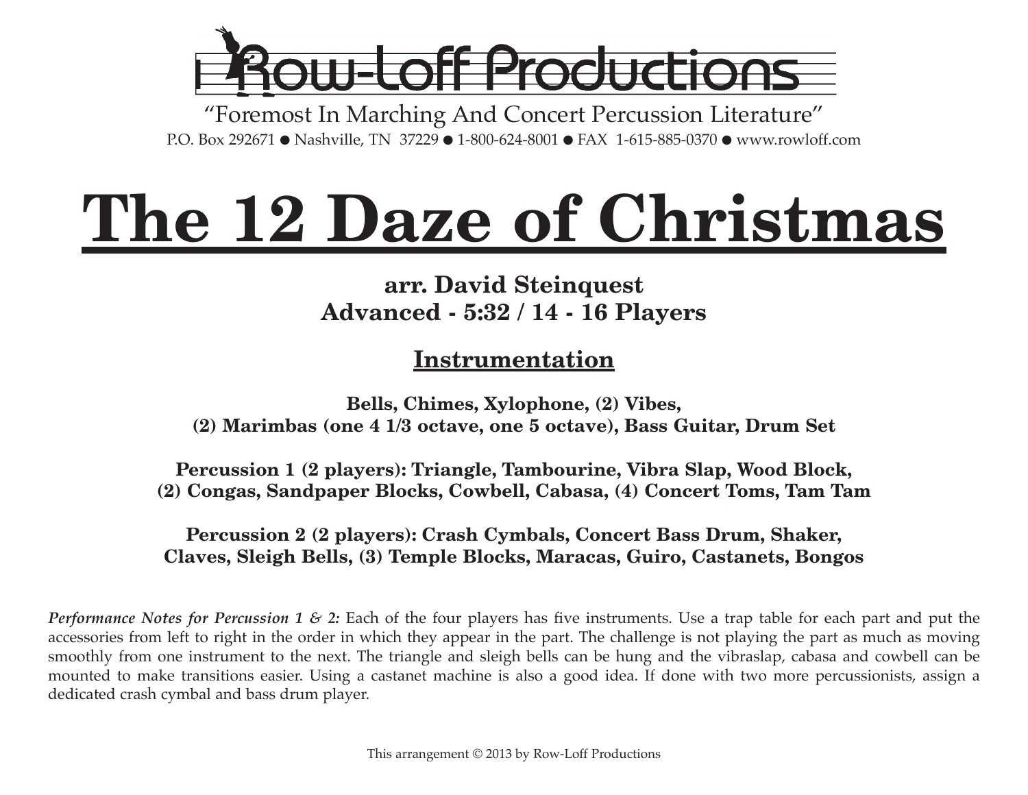Row-Loff Productions

"Foremost In Marching And Concert Percussion Literature"

P.O. Box 292671 ● Nashville, TN 37229 ● 1-800-624-8001 ● FAX 1-615-885-0370 ● www.rowloff.com

# The 12 Daze of Christmas

**arr. David Steinquest**

**Advanced - 5:32 / 14 - 16 Players**

## Instrumentation

**Bells, Chimes, Xylophone, (2) Vibes,**
**(2) Marimbas (one 4 1/3 octave, one 5 octave), Bass Guitar, Drum Set**

**Percussion 1 (2 players): Triangle, Tambourine, Vibra Slap, Wood Block,**
**(2) Congas, Sandpaper Blocks, Cowbell, Cabasa, (4) Concert Toms, Tam Tam**

**Percussion 2 (2 players): Crash Cymbals, Concert Bass Drum, Shaker,**
**Claves, Sleigh Bells, (3) Temple Blocks, Maracas, Guiro, Castanets, Bongos**

***Performance Notes for Percussion 1 & 2:*** Each of the four players has five instruments. Use a trap table for each part and put the accessories from left to right in the order in which they appear in the part. The challenge is not playing the part as much as moving smoothly from one instrument to the next. The triangle and sleigh bells can be hung and the vibraslap, cabasa and cowbell can be mounted to make transitions easier. Using a castanet machine is also a good idea. If done with two more percussionists, assign a dedicated crash cymbal and bass drum player.

This arrangement © 2013 by Row-Loff Productions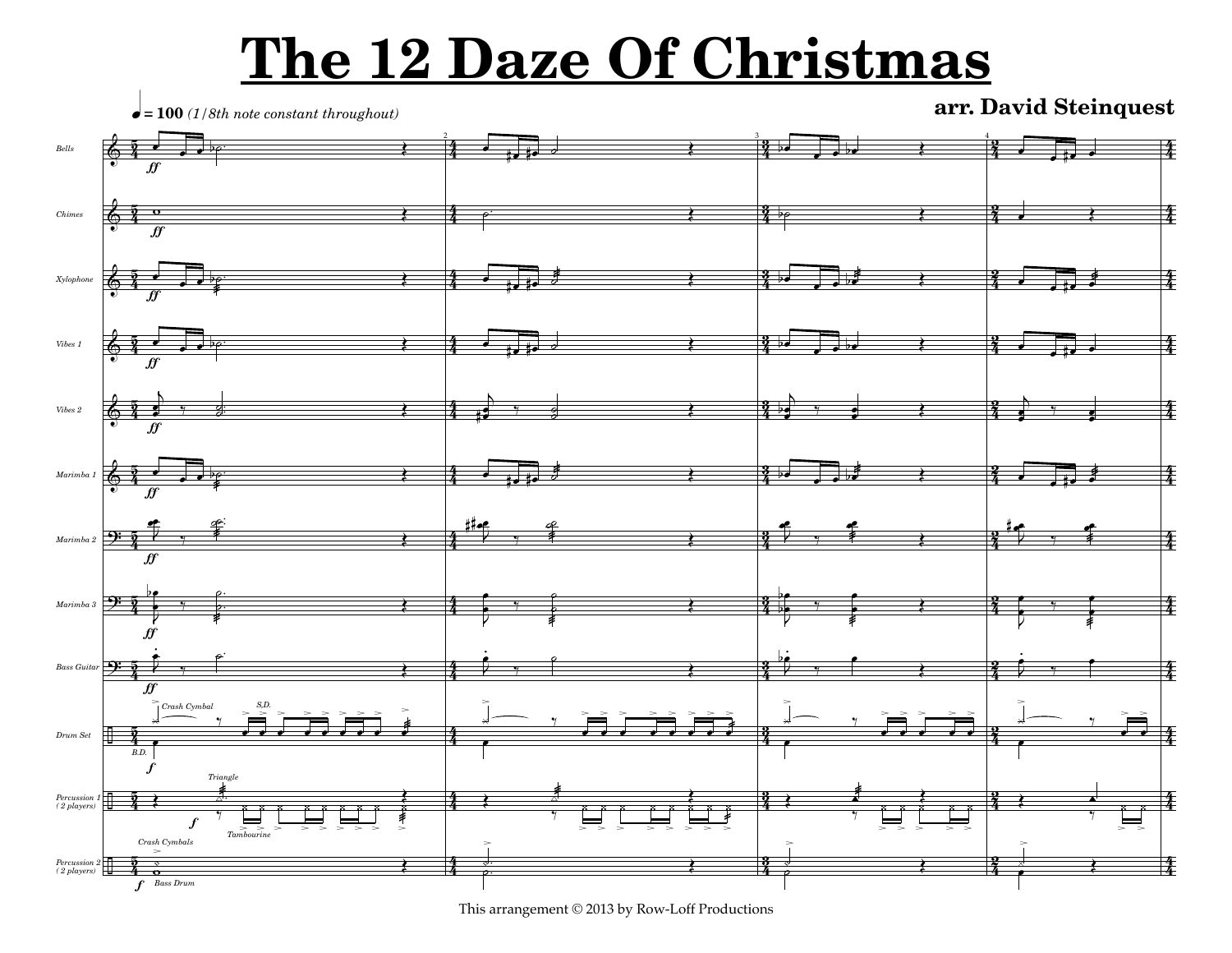# The 12 Daze Of Christmas

♩ = 100 *(1/8th note constant throughout)*

**arr. David Steinquest**

This arrangement © 2013 by Row-Loff Productions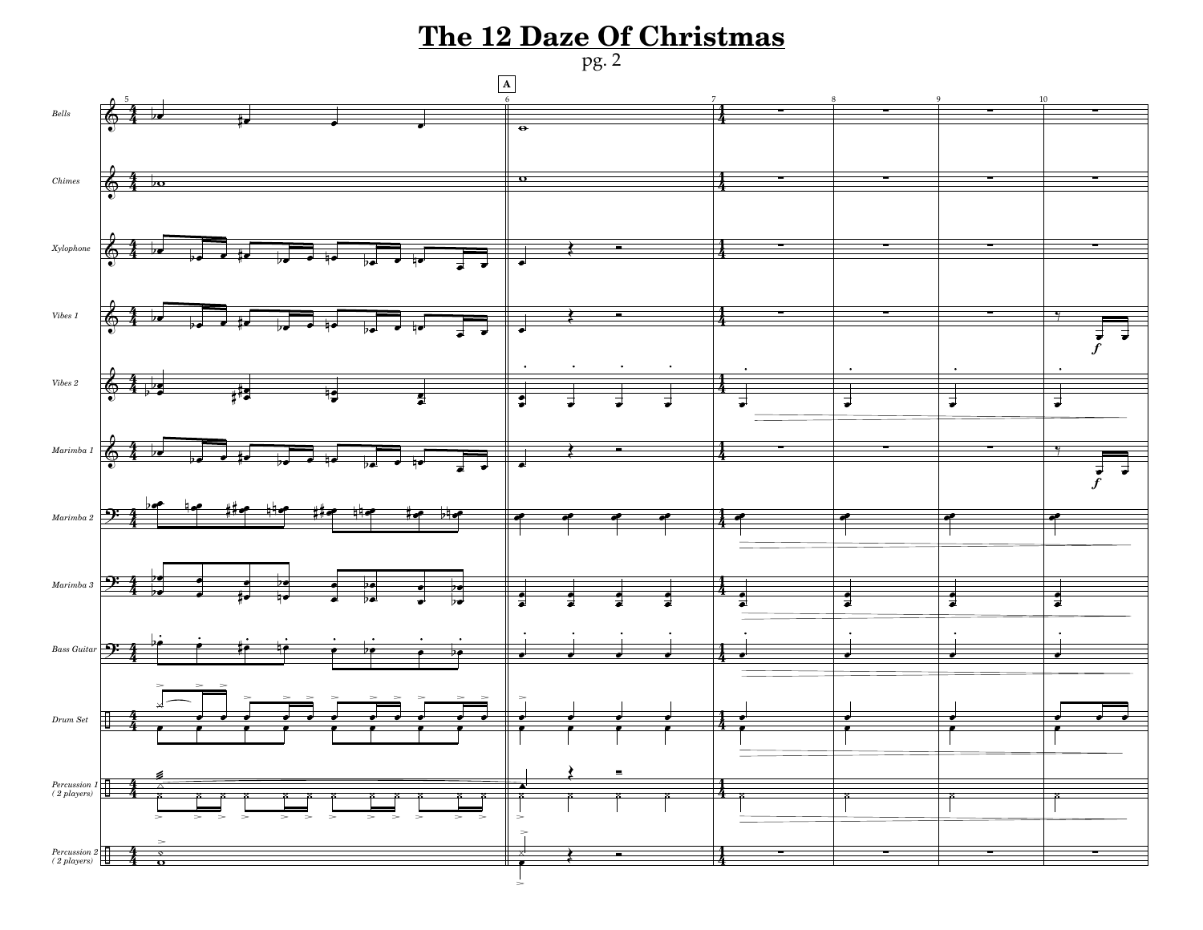# The 12 Daze Of Christmas

pg. 2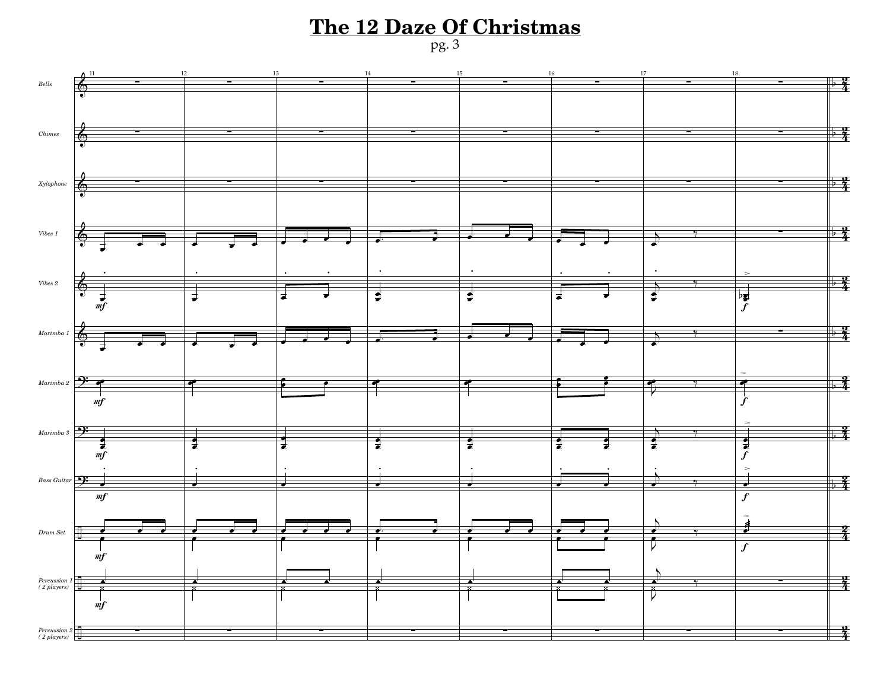# The 12 Daze Of Christmas

pg. 3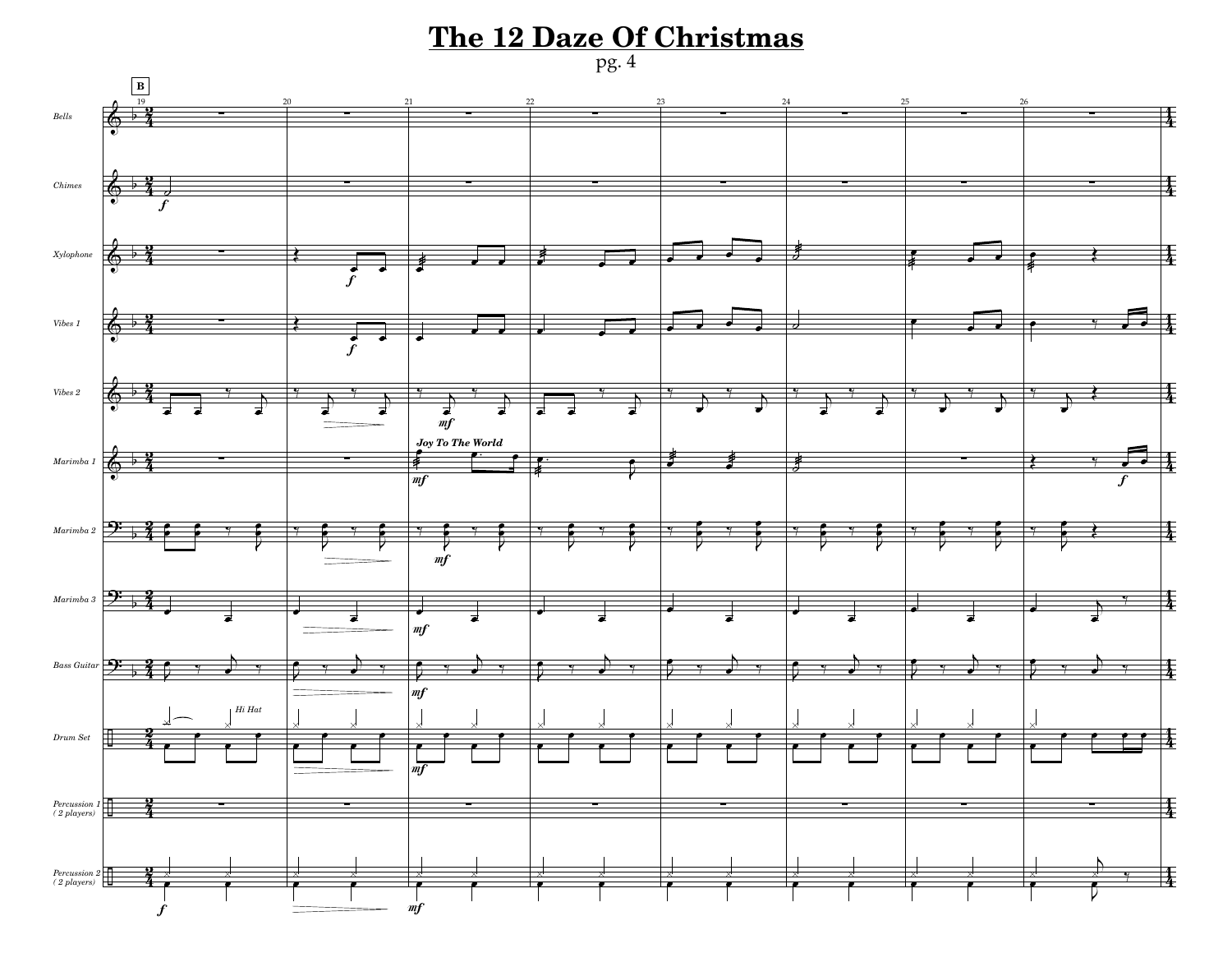# The 12 Daze Of Christmas

pg. 4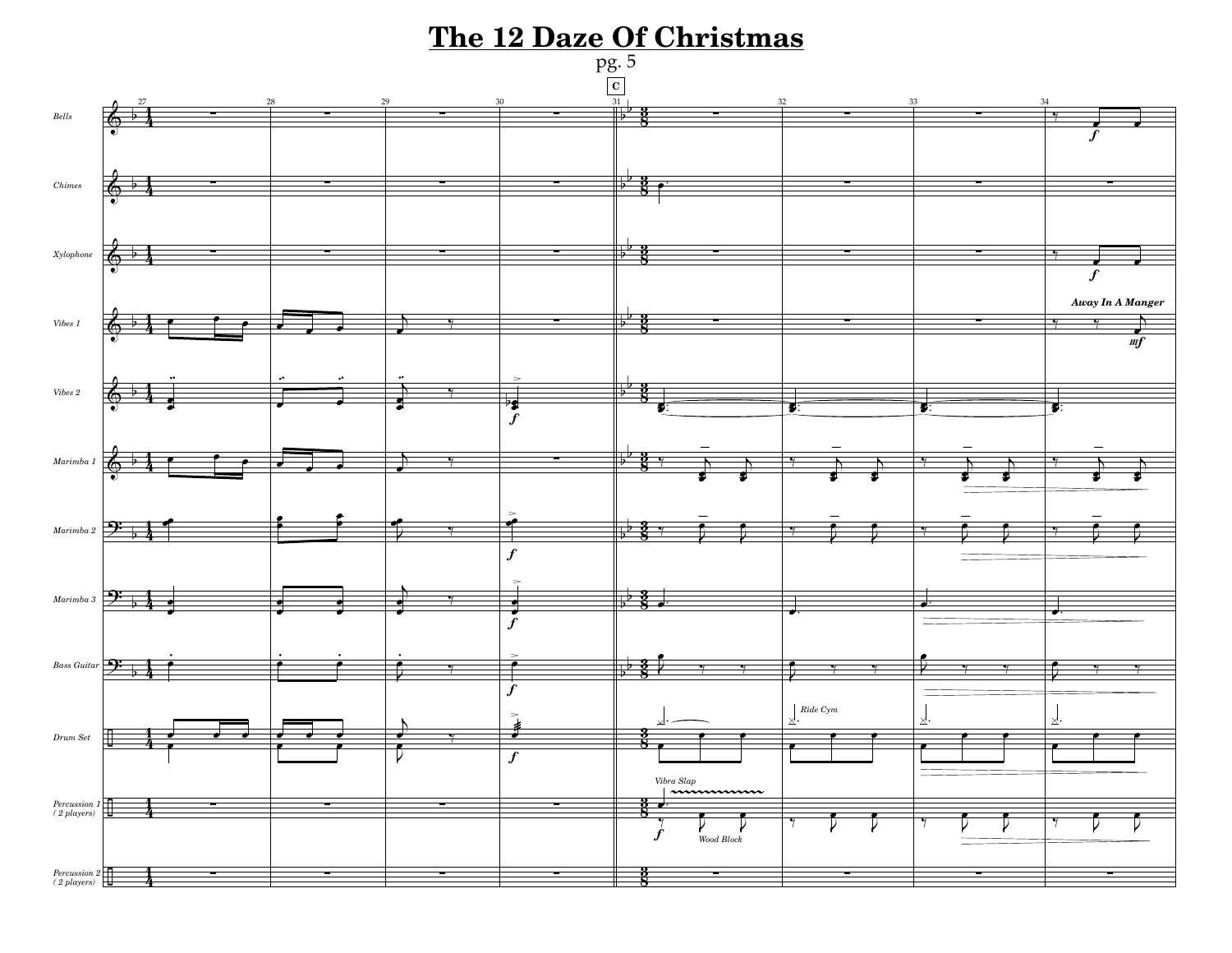# The 12 Daze Of Christmas

pg. 5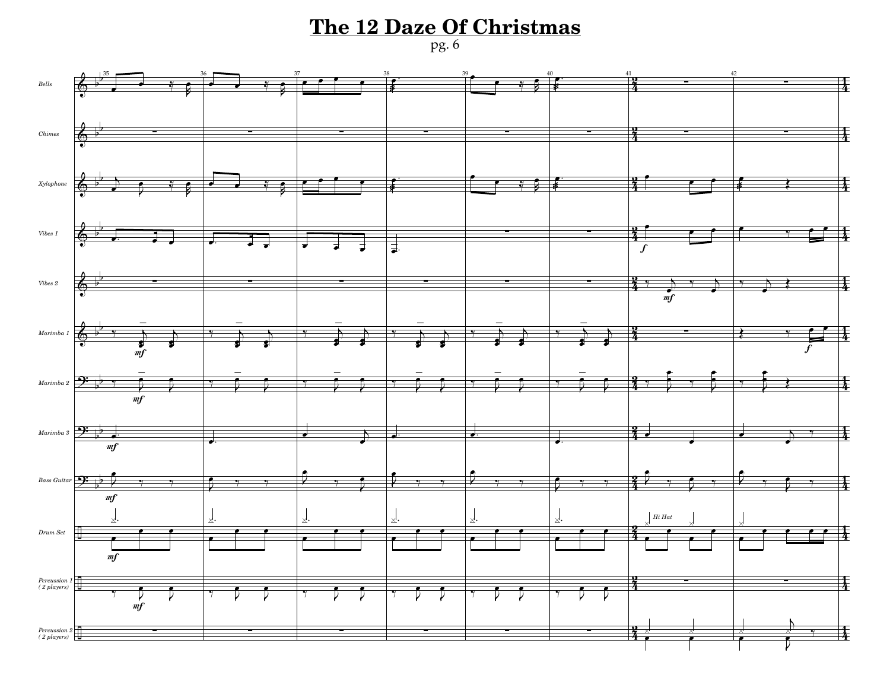# The 12 Daze Of Christmas

pg. 6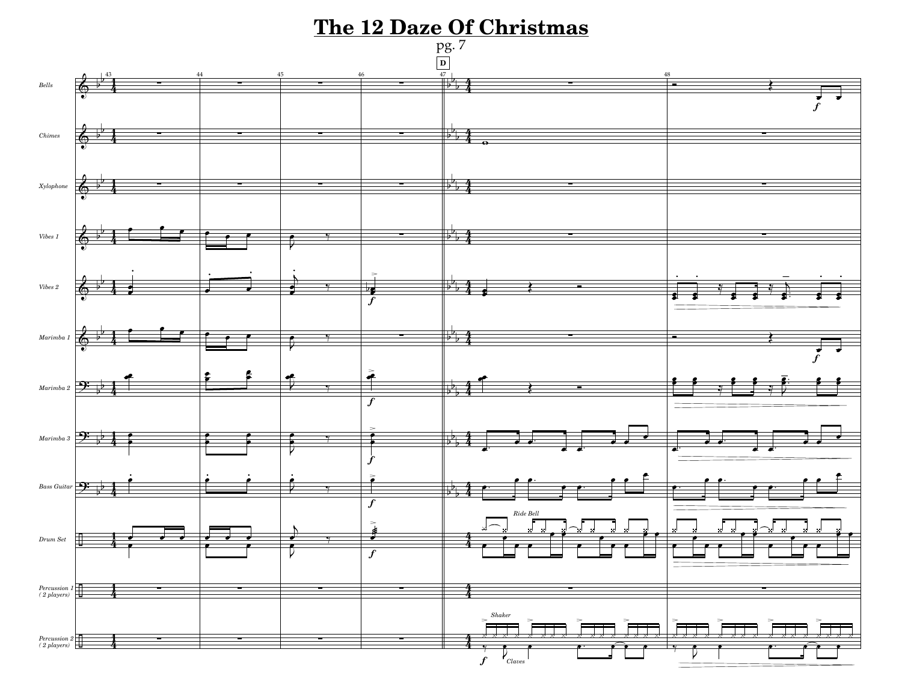# The 12 Daze Of Christmas

pg. 7

**D**

*Bells*

*Chimes*

*Xylophone*

*Vibes 1*

*Vibes 2*

*Marimba 1*

*Marimba 2*

*Marimba 3*

*Bass Guitar*

*Drum Set*

*Ride Bell*

*Percussion 1 ( 2 players)*

*Percussion 2 ( 2 players)*

*Shaker*

*Claves*